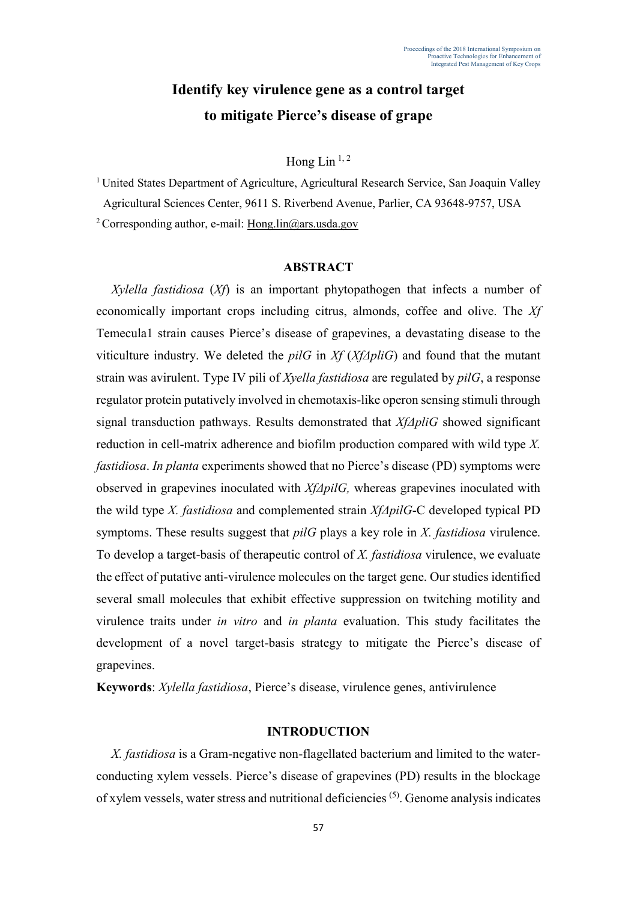# Identify key virulence gene as a control target to mitigate Pierce's disease of grape

Hong Lin [1, 2]

[1] United States Department of Agriculture, Agricultural Research Service, San Joaquin Valley Agricultural Sciences Center, 9611 S. Riverbend Avenue, Parlier, CA 93648-9757, USA

[2] Corresponding author, e-mail: Hong.lin@ars.usda.gov

## ABSTRACT

*Xylella fastidiosa* (*Xf*) is an important phytopathogen that infects a number of economically important crops including citrus, almonds, coffee and olive. The *Xf* Temecula1 strain causes Pierce's disease of grapevines, a devastating disease to the viticulture industry. We deleted the *pilG* in *Xf* (*XfΔpliG*) and found that the mutant strain was avirulent. Type IV pili of *Xyella fastidiosa* are regulated by *pilG*, a response regulator protein putatively involved in chemotaxis-like operon sensing stimuli through signal transduction pathways. Results demonstrated that *XfΔpliG* showed significant reduction in cell-matrix adherence and biofilm production compared with wild type *X. fastidiosa*. *In planta* experiments showed that no Pierce's disease (PD) symptoms were observed in grapevines inoculated with *XfΔpilG,* whereas grapevines inoculated with the wild type *X. fastidiosa* and complemented strain *XfΔpilG*-C developed typical PD symptoms. These results suggest that *pilG* plays a key role in *X. fastidiosa* virulence. To develop a target-basis of therapeutic control of *X. fastidiosa* virulence, we evaluate the effect of putative anti-virulence molecules on the target gene. Our studies identified several small molecules that exhibit effective suppression on twitching motility and virulence traits under *in vitro* and *in planta* evaluation. This study facilitates the development of a novel target-basis strategy to mitigate the Pierce's disease of grapevines.

**Keywords**: *Xylella fastidiosa*, Pierce's disease, virulence genes, antivirulence

## INTRODUCTION

*X. fastidiosa* is a Gram-negative non-flagellated bacterium and limited to the water-conducting xylem vessels. Pierce's disease of grapevines (PD) results in the blockage of xylem vessels, water stress and nutritional deficiencies [5]. Genome analysis indicates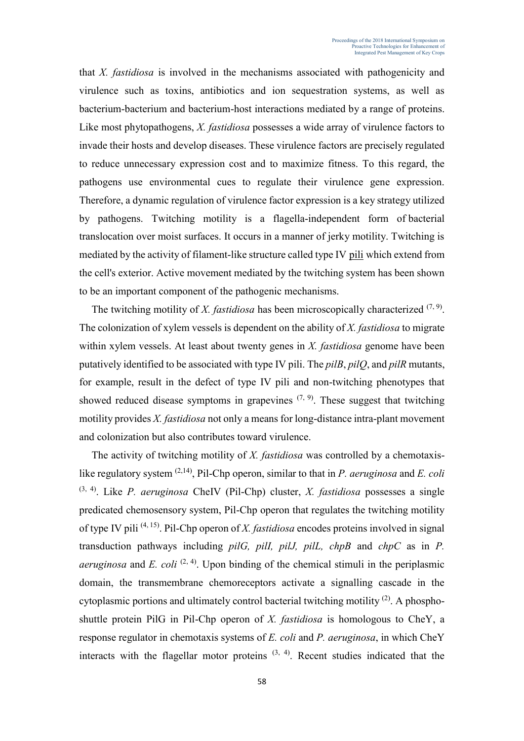that *X. fastidiosa* is involved in the mechanisms associated with pathogenicity and virulence such as toxins, antibiotics and ion sequestration systems, as well as bacterium-bacterium and bacterium-host interactions mediated by a range of proteins. Like most phytopathogens, *X. fastidiosa* possesses a wide array of virulence factors to invade their hosts and develop diseases. These virulence factors are precisely regulated to reduce unnecessary expression cost and to maximize fitness. To this regard, the pathogens use environmental cues to regulate their virulence gene expression. Therefore, a dynamic regulation of virulence factor expression is a key strategy utilized by pathogens. Twitching motility is a flagella-independent form of bacterial translocation over moist surfaces. It occurs in a manner of jerky motility. Twitching is mediated by the activity of filament-like structure called type IV pili which extend from the cell's exterior. Active movement mediated by the twitching system has been shown to be an important component of the pathogenic mechanisms.

The twitching motility of *X. fastidiosa* has been microscopically characterized [7, 9]. The colonization of xylem vessels is dependent on the ability of *X. fastidiosa* to migrate within xylem vessels. At least about twenty genes in *X. fastidiosa* genome have been putatively identified to be associated with type IV pili. The *pilB*, *pilQ*, and *pilR* mutants, for example, result in the defect of type IV pili and non-twitching phenotypes that showed reduced disease symptoms in grapevines [7, 9]. These suggest that twitching motility provides *X. fastidiosa* not only a means for long-distance intra-plant movement and colonization but also contributes toward virulence.

The activity of twitching motility of *X. fastidiosa* was controlled by a chemotaxis-like regulatory system [2,14], Pil-Chp operon, similar to that in *P. aeruginosa* and *E. coli* [3, 4]. Like *P. aeruginosa* CheIV (Pil-Chp) cluster, *X. fastidiosa* possesses a single predicated chemosensory system, Pil-Chp operon that regulates the twitching motility of type IV pili [4, 15]. Pil-Chp operon of *X. fastidiosa* encodes proteins involved in signal transduction pathways including *pilG, pilI, pilJ, pilL, chpB* and *chpC* as in *P. aeruginosa* and *E. coli* [2, 4]. Upon binding of the chemical stimuli in the periplasmic domain, the transmembrane chemoreceptors activate a signalling cascade in the cytoplasmic portions and ultimately control bacterial twitching motility [2]. A phospho-shuttle protein PilG in Pil-Chp operon of *X. fastidiosa* is homologous to CheY, a response regulator in chemotaxis systems of *E. coli* and *P. aeruginosa*, in which CheY interacts with the flagellar motor proteins [3, 4]. Recent studies indicated that the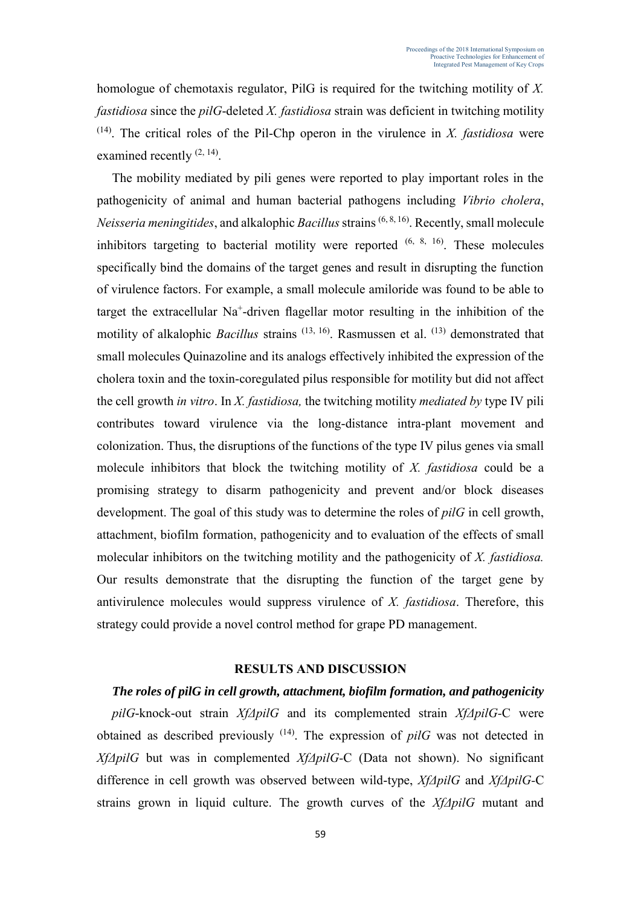homologue of chemotaxis regulator, PilG is required for the twitching motility of *X. fastidiosa* since the *pilG*-deleted *X. fastidiosa* strain was deficient in twitching motility [14]. The critical roles of the Pil-Chp operon in the virulence in *X. fastidiosa* were examined recently [2, 14].

The mobility mediated by pili genes were reported to play important roles in the pathogenicity of animal and human bacterial pathogens including *Vibrio cholera*, *Neisseria meningitides*, and alkalophic *Bacillus* strains [6, 8, 16]. Recently, small molecule inhibitors targeting to bacterial motility were reported [6, 8, 16]. These molecules specifically bind the domains of the target genes and result in disrupting the function of virulence factors. For example, a small molecule amiloride was found to be able to target the extracellular $Na^+$-driven flagellar motor resulting in the inhibition of the motility of alkalophic *Bacillus* strains [13, 16]. Rasmussen et al. [13] demonstrated that small molecules Quinazoline and its analogs effectively inhibited the expression of the cholera toxin and the toxin-coregulated pilus responsible for motility but did not affect the cell growth *in vitro*. In *X. fastidiosa,* the twitching motility *mediated by* type IV pili contributes toward virulence via the long-distance intra-plant movement and colonization. Thus, the disruptions of the functions of the type IV pilus genes via small molecule inhibitors that block the twitching motility of *X. fastidiosa* could be a promising strategy to disarm pathogenicity and prevent and/or block diseases development. The goal of this study was to determine the roles of *pilG* in cell growth, attachment, biofilm formation, pathogenicity and to evaluation of the effects of small molecular inhibitors on the twitching motility and the pathogenicity of *X. fastidiosa.* Our results demonstrate that the disrupting the function of the target gene by antivirulence molecules would suppress virulence of *X. fastidiosa*. Therefore, this strategy could provide a novel control method for grape PD management.

## RESULTS AND DISCUSSION

### *The roles of pilG in cell growth, attachment, biofilm formation, and pathogenicity*

*pilG*-knock-out strain *XfΔpilG* and its complemented strain *XfΔpilG*-C were obtained as described previously [14]. The expression of *pilG* was not detected in *XfΔpilG* but was in complemented *XfΔpilG*-C (Data not shown). No significant difference in cell growth was observed between wild-type, *XfΔpilG* and *XfΔpilG*-C strains grown in liquid culture. The growth curves of the *XfΔpilG* mutant and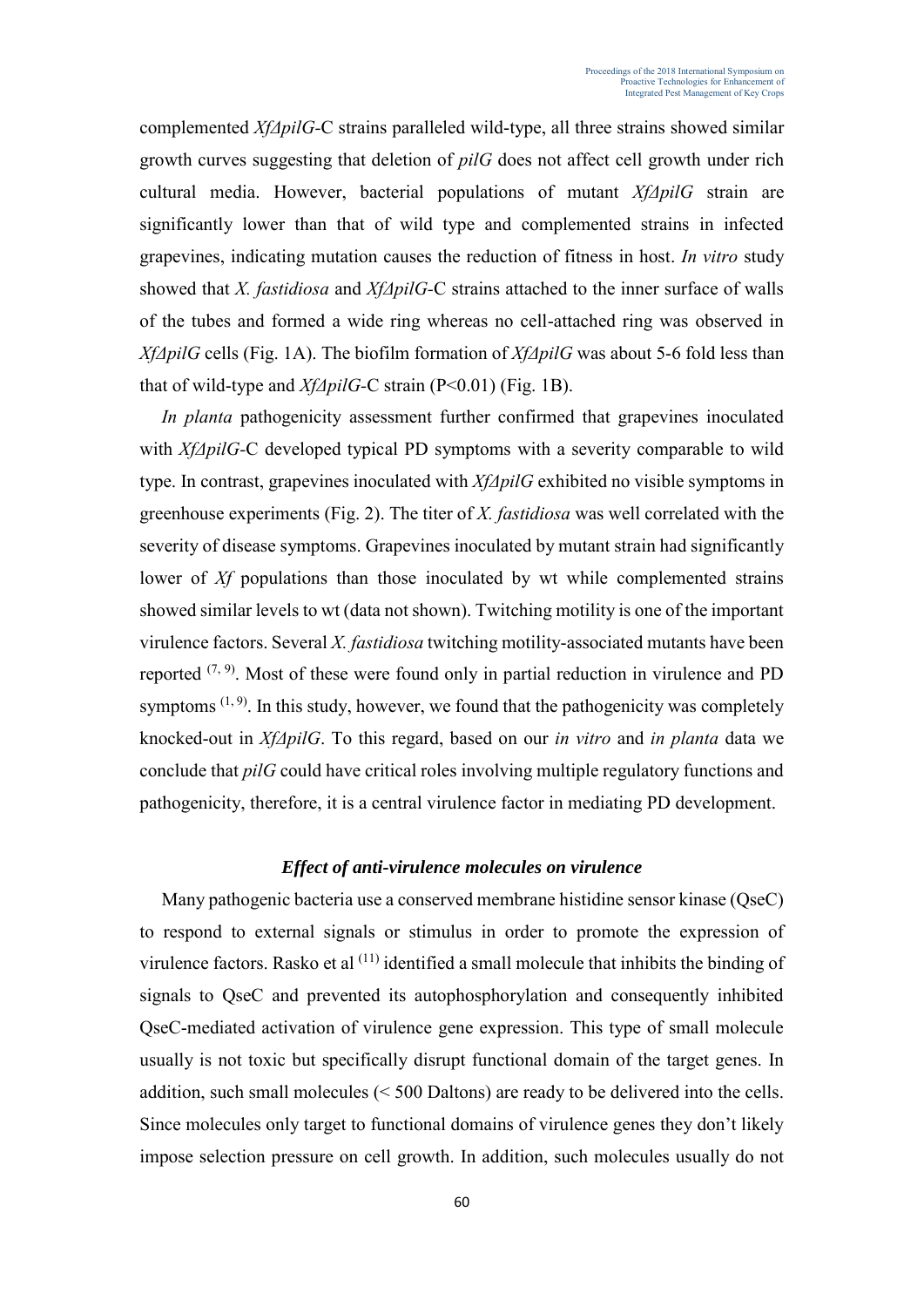complemented *XfΔpilG*-C strains paralleled wild-type, all three strains showed similar growth curves suggesting that deletion of *pilG* does not affect cell growth under rich cultural media. However, bacterial populations of mutant *XfΔpilG* strain are significantly lower than that of wild type and complemented strains in infected grapevines, indicating mutation causes the reduction of fitness in host. *In vitro* study showed that *X. fastidiosa* and *XfΔpilG*-C strains attached to the inner surface of walls of the tubes and formed a wide ring whereas no cell-attached ring was observed in *XfΔpilG* cells (Fig. 1A). The biofilm formation of *XfΔpilG* was about 5-6 fold less than that of wild-type and *XfΔpilG*-C strain ($P<0.01$) (Fig. 1B).

*In planta* pathogenicity assessment further confirmed that grapevines inoculated with *XfΔpilG*-C developed typical PD symptoms with a severity comparable to wild type. In contrast, grapevines inoculated with *XfΔpilG* exhibited no visible symptoms in greenhouse experiments (Fig. 2). The titer of *X. fastidiosa* was well correlated with the severity of disease symptoms. Grapevines inoculated by mutant strain had significantly lower of *Xf* populations than those inoculated by wt while complemented strains showed similar levels to wt (data not shown). Twitching motility is one of the important virulence factors. Several *X. fastidiosa* twitching motility-associated mutants have been reported [7, 9]. Most of these were found only in partial reduction in virulence and PD symptoms [1, 9]. In this study, however, we found that the pathogenicity was completely knocked-out in *XfΔpilG*. To this regard, based on our *in vitro* and *in planta* data we conclude that *pilG* could have critical roles involving multiple regulatory functions and pathogenicity, therefore, it is a central virulence factor in mediating PD development.

### *Effect of anti-virulence molecules on virulence*

Many pathogenic bacteria use a conserved membrane histidine sensor kinase (QseC) to respond to external signals or stimulus in order to promote the expression of virulence factors. Rasko et al [11] identified a small molecule that inhibits the binding of signals to QseC and prevented its autophosphorylation and consequently inhibited QseC-mediated activation of virulence gene expression. This type of small molecule usually is not toxic but specifically disrupt functional domain of the target genes. In addition, such small molecules (< 500 Daltons) are ready to be delivered into the cells. Since molecules only target to functional domains of virulence genes they don't likely impose selection pressure on cell growth. In addition, such molecules usually do not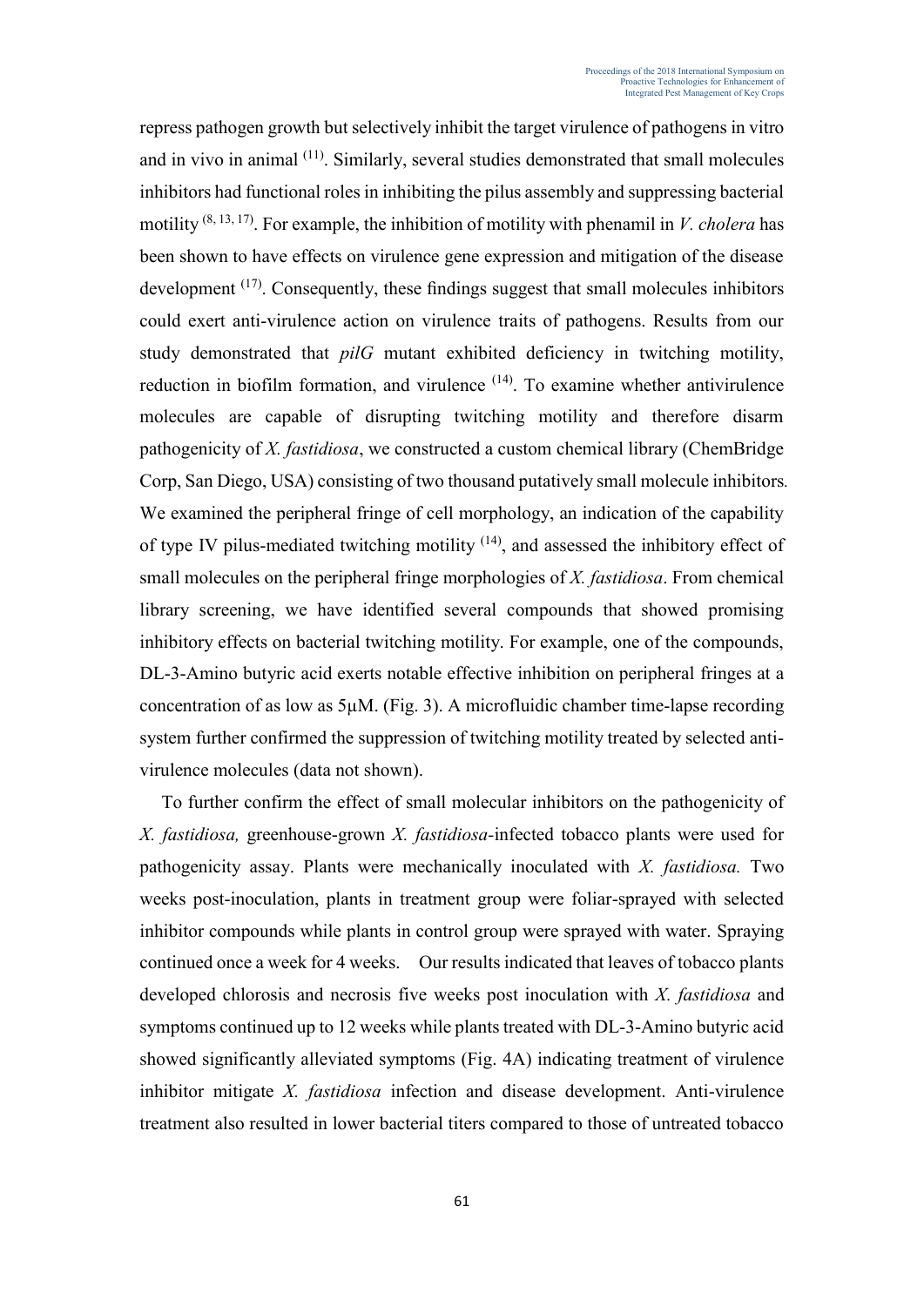repress pathogen growth but selectively inhibit the target virulence of pathogens in vitro and in vivo in animal [11]. Similarly, several studies demonstrated that small molecules inhibitors had functional roles in inhibiting the pilus assembly and suppressing bacterial motility [8, 13, 17]. For example, the inhibition of motility with phenamil in *V. cholera* has been shown to have effects on virulence gene expression and mitigation of the disease development [17]. Consequently, these findings suggest that small molecules inhibitors could exert anti-virulence action on virulence traits of pathogens. Results from our study demonstrated that *pilG* mutant exhibited deficiency in twitching motility, reduction in biofilm formation, and virulence [14]. To examine whether antivirulence molecules are capable of disrupting twitching motility and therefore disarm pathogenicity of *X. fastidiosa*, we constructed a custom chemical library (ChemBridge Corp, San Diego, USA) consisting of two thousand putatively small molecule inhibitors. We examined the peripheral fringe of cell morphology, an indication of the capability of type IV pilus-mediated twitching motility [14], and assessed the inhibitory effect of small molecules on the peripheral fringe morphologies of *X. fastidiosa*. From chemical library screening, we have identified several compounds that showed promising inhibitory effects on bacterial twitching motility. For example, one of the compounds, DL-3-Amino butyric acid exerts notable effective inhibition on peripheral fringes at a concentration of as low as 5μM. (Fig. 3). A microfluidic chamber time-lapse recording system further confirmed the suppression of twitching motility treated by selected anti-virulence molecules (data not shown).

To further confirm the effect of small molecular inhibitors on the pathogenicity of *X. fastidiosa,* greenhouse-grown *X. fastidiosa*-infected tobacco plants were used for pathogenicity assay. Plants were mechanically inoculated with *X. fastidiosa.* Two weeks post-inoculation, plants in treatment group were foliar-sprayed with selected inhibitor compounds while plants in control group were sprayed with water. Spraying continued once a week for 4 weeks. Our results indicated that leaves of tobacco plants developed chlorosis and necrosis five weeks post inoculation with *X. fastidiosa* and symptoms continued up to 12 weeks while plants treated with DL-3-Amino butyric acid showed significantly alleviated symptoms (Fig. 4A) indicating treatment of virulence inhibitor mitigate *X. fastidiosa* infection and disease development. Anti-virulence treatment also resulted in lower bacterial titers compared to those of untreated tobacco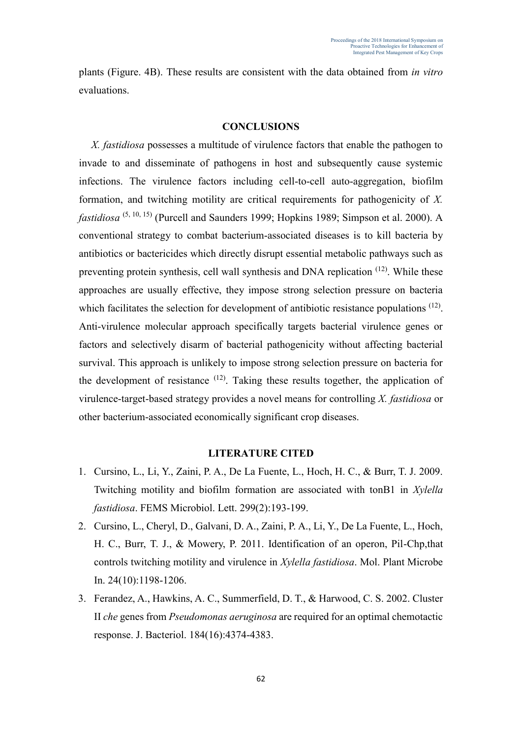plants (Figure. 4B). These results are consistent with the data obtained from *in vitro* evaluations.

## CONCLUSIONS

*X. fastidiosa* possesses a multitude of virulence factors that enable the pathogen to invade to and disseminate of pathogens in host and subsequently cause systemic infections. The virulence factors including cell-to-cell auto-aggregation, biofilm formation, and twitching motility are critical requirements for pathogenicity of *X. fastidiosa* [5, 10, 15] (Purcell and Saunders 1999; Hopkins 1989; Simpson et al. 2000). A conventional strategy to combat bacterium-associated diseases is to kill bacteria by antibiotics or bactericides which directly disrupt essential metabolic pathways such as preventing protein synthesis, cell wall synthesis and DNA replication [12]. While these approaches are usually effective, they impose strong selection pressure on bacteria which facilitates the selection for development of antibiotic resistance populations [12]. Anti-virulence molecular approach specifically targets bacterial virulence genes or factors and selectively disarm of bacterial pathogenicity without affecting bacterial survival. This approach is unlikely to impose strong selection pressure on bacteria for the development of resistance [12]. Taking these results together, the application of virulence-target-based strategy provides a novel means for controlling *X. fastidiosa* or other bacterium-associated economically significant crop diseases.

## LITERATURE CITED

1. Cursino, L., Li, Y., Zaini, P. A., De La Fuente, L., Hoch, H. C., & Burr, T. J. 2009. Twitching motility and biofilm formation are associated with tonB1 in *Xylella fastidiosa*. FEMS Microbiol. Lett. 299(2):193-199.
2. Cursino, L., Cheryl, D., Galvani, D. A., Zaini, P. A., Li, Y., De La Fuente, L., Hoch, H. C., Burr, T. J., & Mowery, P. 2011. Identification of an operon, Pil-Chp,that controls twitching motility and virulence in *Xylella fastidiosa*. Mol. Plant Microbe In. 24(10):1198-1206.
3. Ferandez, A., Hawkins, A. C., Summerfield, D. T., & Harwood, C. S. 2002. Cluster II *che* genes from *Pseudomonas aeruginosa* are required for an optimal chemotactic response. J. Bacteriol. 184(16):4374-4383.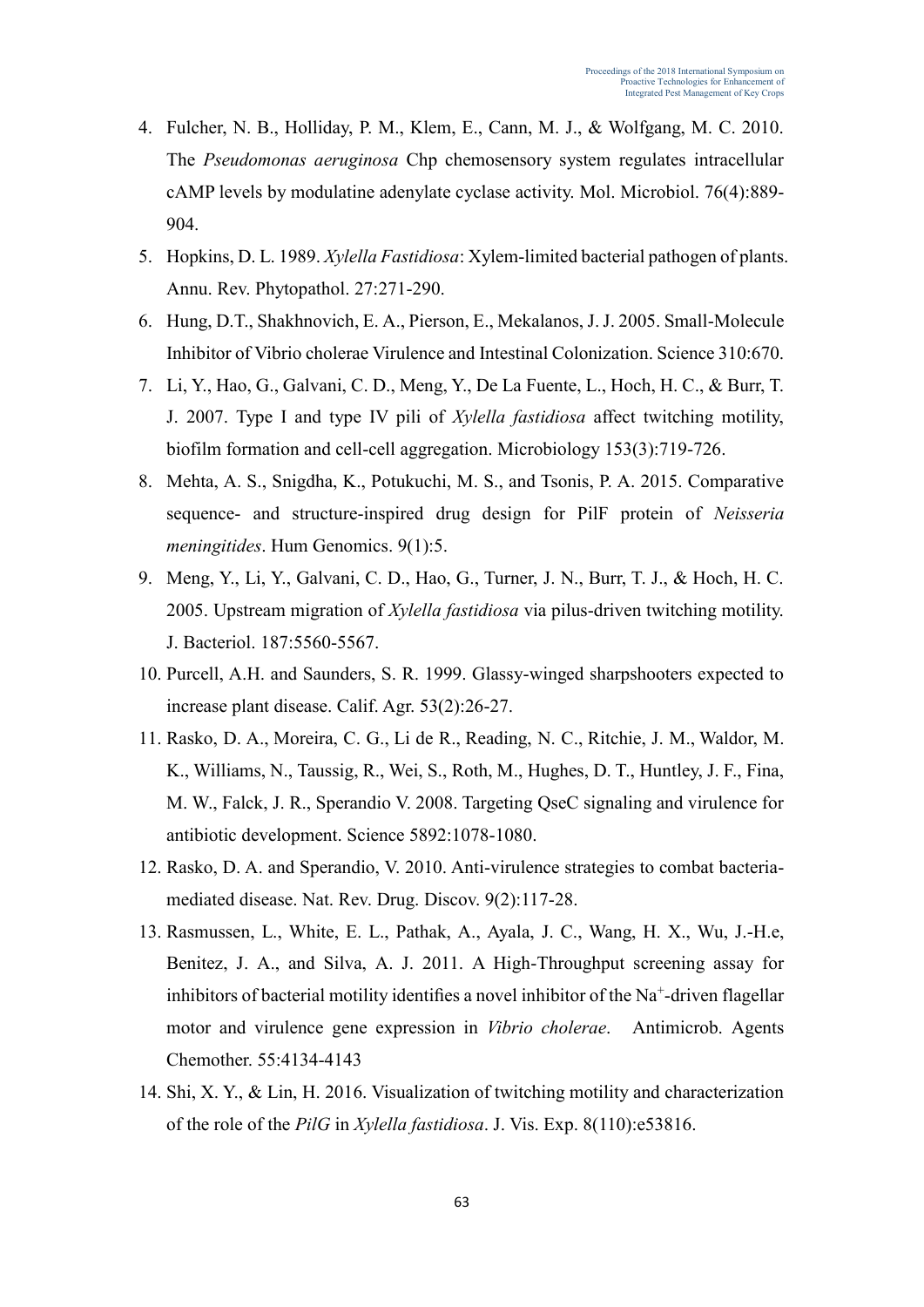4. Fulcher, N. B., Holliday, P. M., Klem, E., Cann, M. J., & Wolfgang, M. C. 2010. The *Pseudomonas aeruginosa* Chp chemosensory system regulates intracellular cAMP levels by modulatine adenylate cyclase activity. Mol. Microbiol. 76(4):889-904.
5. Hopkins, D. L. 1989. *Xylella Fastidiosa*: Xylem-limited bacterial pathogen of plants. Annu. Rev. Phytopathol. 27:271-290.
6. Hung, D.T., Shakhnovich, E. A., Pierson, E., Mekalanos, J. J. 2005. Small-Molecule Inhibitor of Vibrio cholerae Virulence and Intestinal Colonization. Science 310:670.
7. Li, Y., Hao, G., Galvani, C. D., Meng, Y., De La Fuente, L., Hoch, H. C., & Burr, T. J. 2007. Type I and type IV pili of *Xylella fastidiosa* affect twitching motility, biofilm formation and cell-cell aggregation. Microbiology 153(3):719-726.
8. Mehta, A. S., Snigdha, K., Potukuchi, M. S., and Tsonis, P. A. 2015. Comparative sequence- and structure-inspired drug design for PilF protein of *Neisseria meningitides*. Hum Genomics. 9(1):5.
9. Meng, Y., Li, Y., Galvani, C. D., Hao, G., Turner, J. N., Burr, T. J., & Hoch, H. C. 2005. Upstream migration of *Xylella fastidiosa* via pilus-driven twitching motility. J. Bacteriol. 187:5560-5567.
10. Purcell, A.H. and Saunders, S. R. 1999. Glassy-winged sharpshooters expected to increase plant disease. Calif. Agr. 53(2):26-27.
11. Rasko, D. A., Moreira, C. G., Li de R., Reading, N. C., Ritchie, J. M., Waldor, M. K., Williams, N., Taussig, R., Wei, S., Roth, M., Hughes, D. T., Huntley, J. F., Fina, M. W., Falck, J. R., Sperandio V. 2008. Targeting QseC signaling and virulence for antibiotic development. Science 5892:1078-1080.
12. Rasko, D. A. and Sperandio, V. 2010. Anti-virulence strategies to combat bacteria-mediated disease. Nat. Rev. Drug. Discov. 9(2):117-28.
13. Rasmussen, L., White, E. L., Pathak, A., Ayala, J. C., Wang, H. X., Wu, J.-H.e, Benitez, J. A., and Silva, A. J. 2011. A High-Throughput screening assay for inhibitors of bacterial motility identifies a novel inhibitor of the $Na^+$-driven flagellar motor and virulence gene expression in *Vibrio cholerae*. Antimicrob. Agents Chemother. 55:4134-4143
14. Shi, X. Y., & Lin, H. 2016. Visualization of twitching motility and characterization of the role of the *PilG* in *Xylella fastidiosa*. J. Vis. Exp. 8(110):e53816.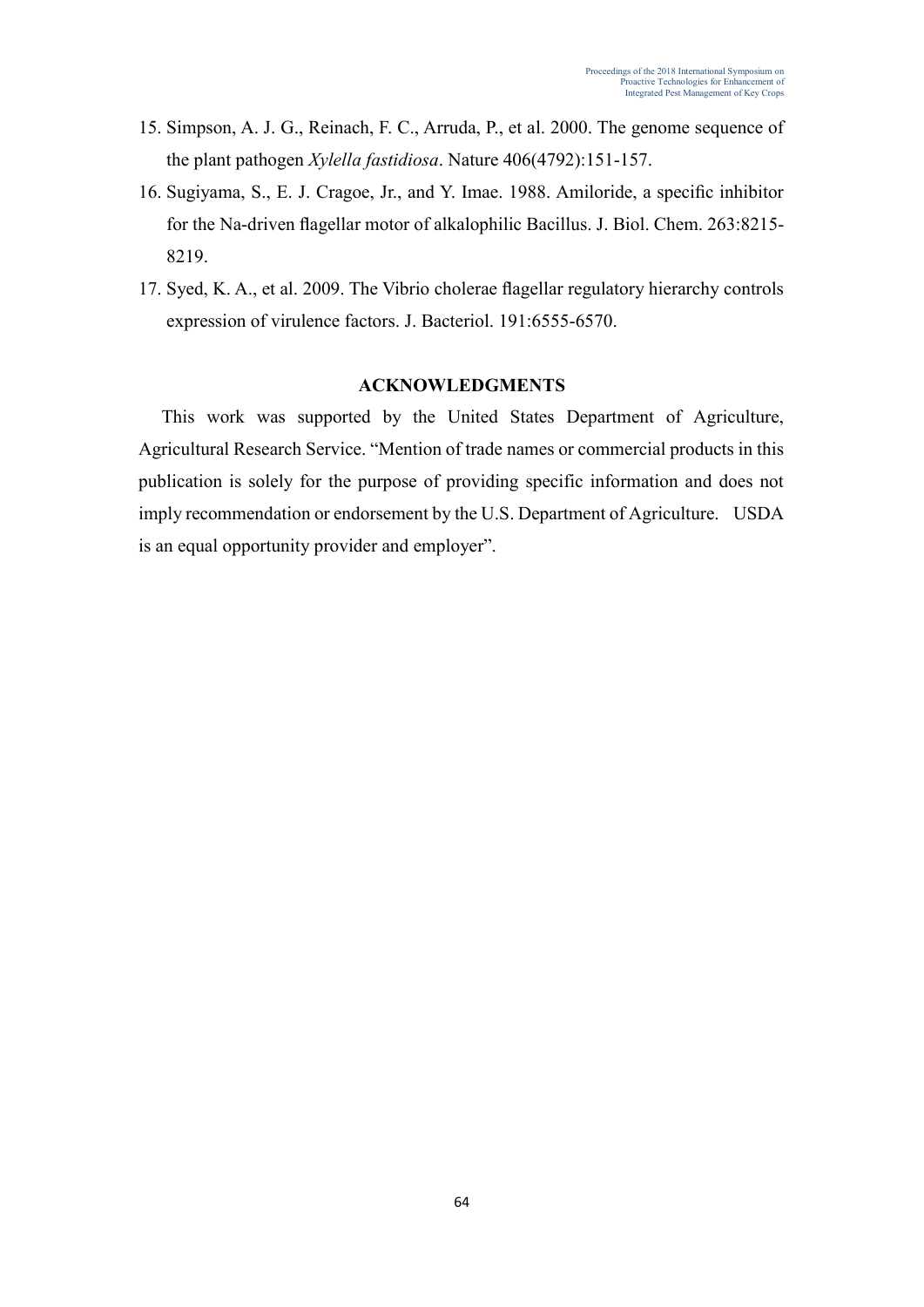15. Simpson, A. J. G., Reinach, F. C., Arruda, P., et al. 2000. The genome sequence of the plant pathogen *Xylella fastidiosa*. Nature 406(4792):151-157.
16. Sugiyama, S., E. J. Cragoe, Jr., and Y. Imae. 1988. Amiloride, a specific inhibitor for the Na-driven flagellar motor of alkalophilic Bacillus. J. Biol. Chem. 263:8215-8219.
17. Syed, K. A., et al. 2009. The Vibrio cholerae flagellar regulatory hierarchy controls expression of virulence factors. J. Bacteriol. 191:6555-6570.

## ACKNOWLEDGMENTS

This work was supported by the United States Department of Agriculture, Agricultural Research Service. "Mention of trade names or commercial products in this publication is solely for the purpose of providing specific information and does not imply recommendation or endorsement by the U.S. Department of Agriculture. USDA is an equal opportunity provider and employer".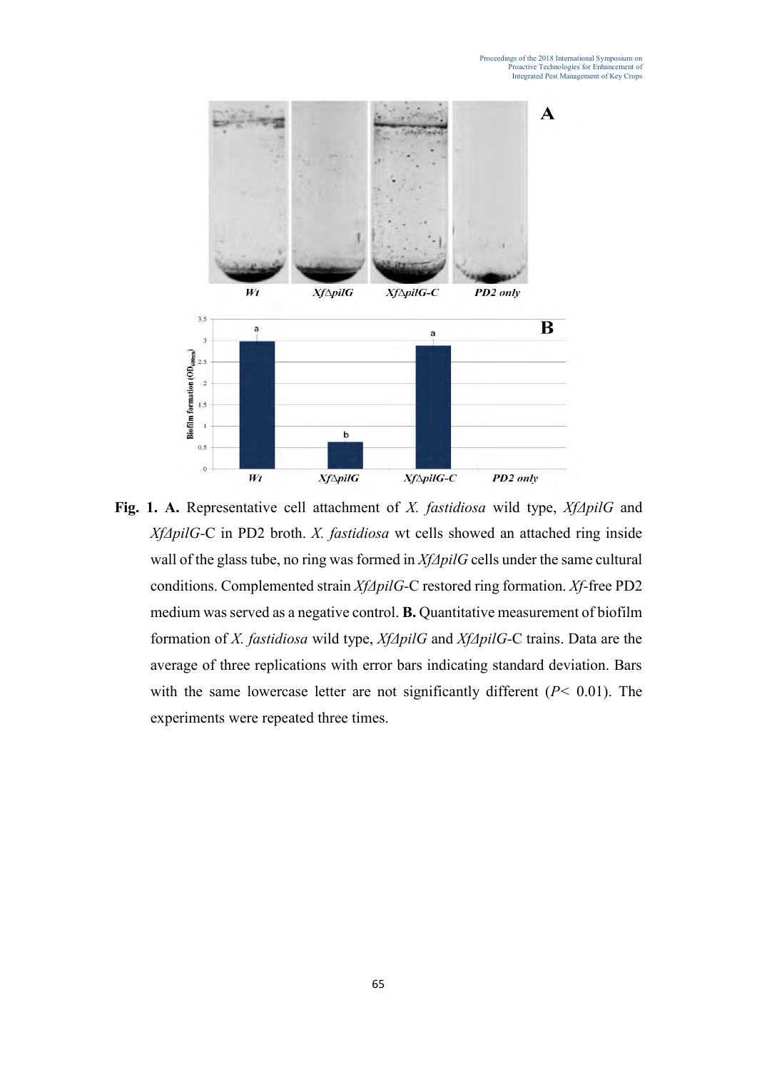**Fig. 1. A.** Representative cell attachment of *X. fastidiosa* wild type, *XfΔpilG* and *XfΔpilG*-C in PD2 broth. *X. fastidiosa* wt cells showed an attached ring inside wall of the glass tube, no ring was formed in *XfΔpilG* cells under the same cultural conditions. Complemented strain *XfΔpilG*-C restored ring formation. *Xf*-free PD2 medium was served as a negative control. **B.** Quantitative measurement of biofilm formation of *X. fastidiosa* wild type, *XfΔpilG* and *XfΔpilG*-C trains. Data are the average of three replications with error bars indicating standard deviation. Bars with the same lowercase letter are not significantly different ($P< 0.01$). The experiments were repeated three times.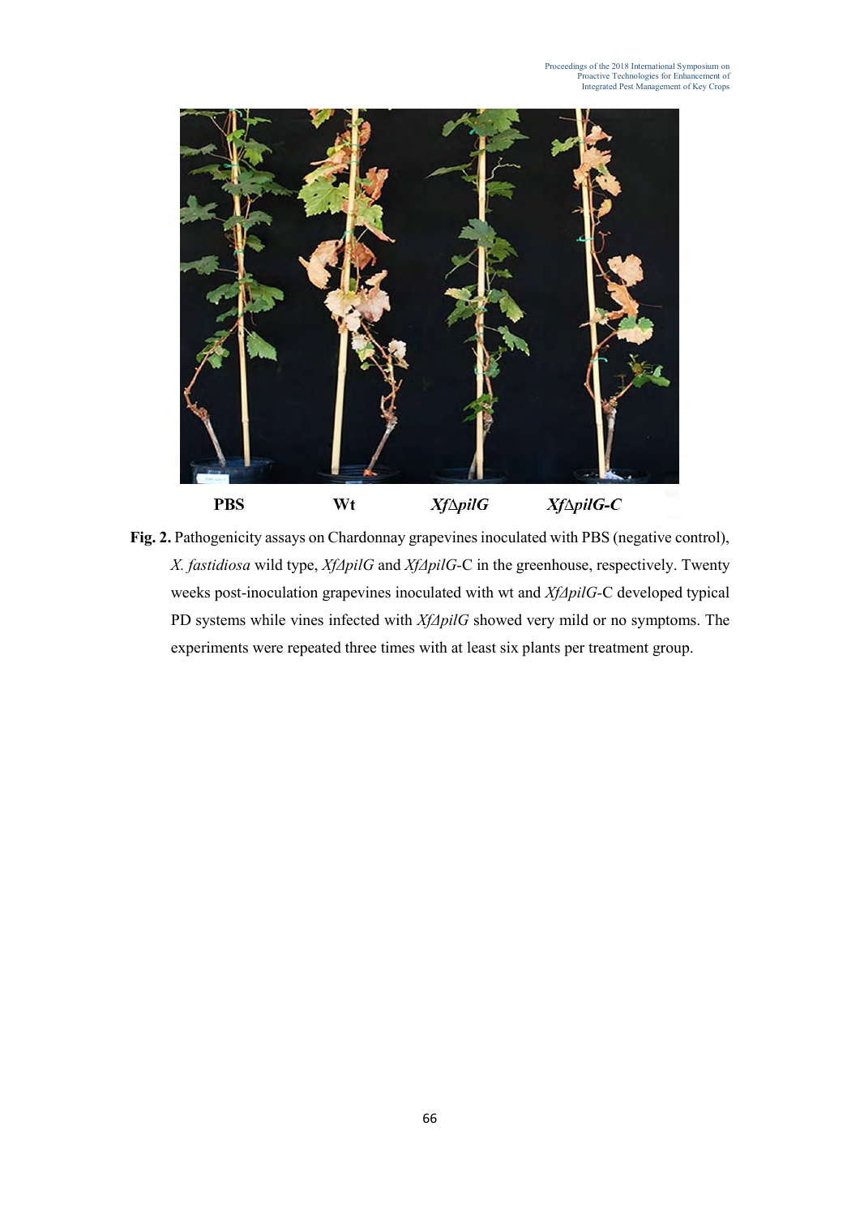PBS Wt *Xf∆pilG* *Xf∆pilG-C*

**Fig. 2.** Pathogenicity assays on Chardonnay grapevines inoculated with PBS (negative control), *X. fastidiosa* wild type, *XfΔpilG* and *XfΔpilG*-C in the greenhouse, respectively. Twenty weeks post-inoculation grapevines inoculated with wt and *XfΔpilG*-C developed typical PD systems while vines infected with *XfΔpilG* showed very mild or no symptoms. The experiments were repeated three times with at least six plants per treatment group.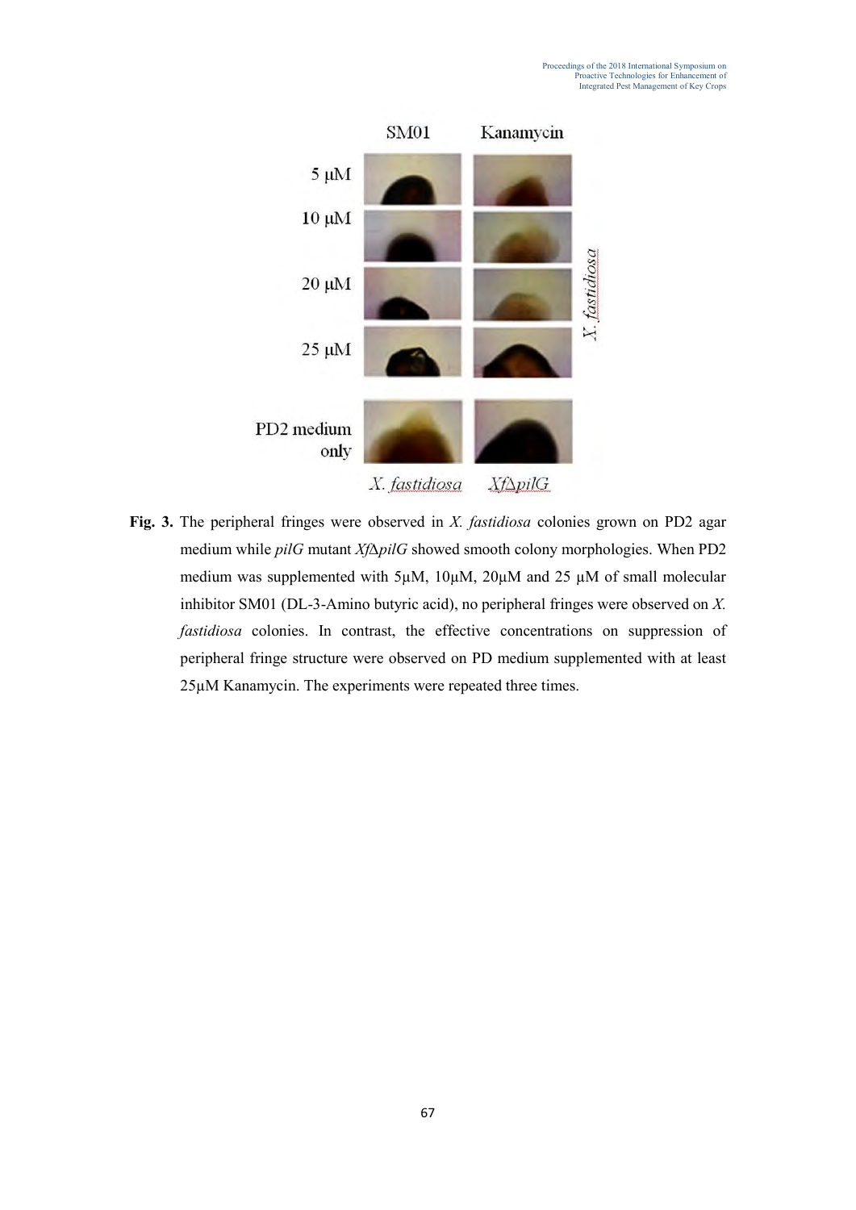**Fig. 3.** The peripheral fringes were observed in *X. fastidiosa* colonies grown on PD2 agar medium while *pilG* mutant *Xf*Δ*pilG* showed smooth colony morphologies. When PD2 medium was supplemented with 5μM, 10μM, 20μM and 25 μM of small molecular inhibitor SM01 (DL-3-Amino butyric acid), no peripheral fringes were observed on *X. fastidiosa* colonies. In contrast, the effective concentrations on suppression of peripheral fringe structure were observed on PD medium supplemented with at least 25μM Kanamycin. The experiments were repeated three times.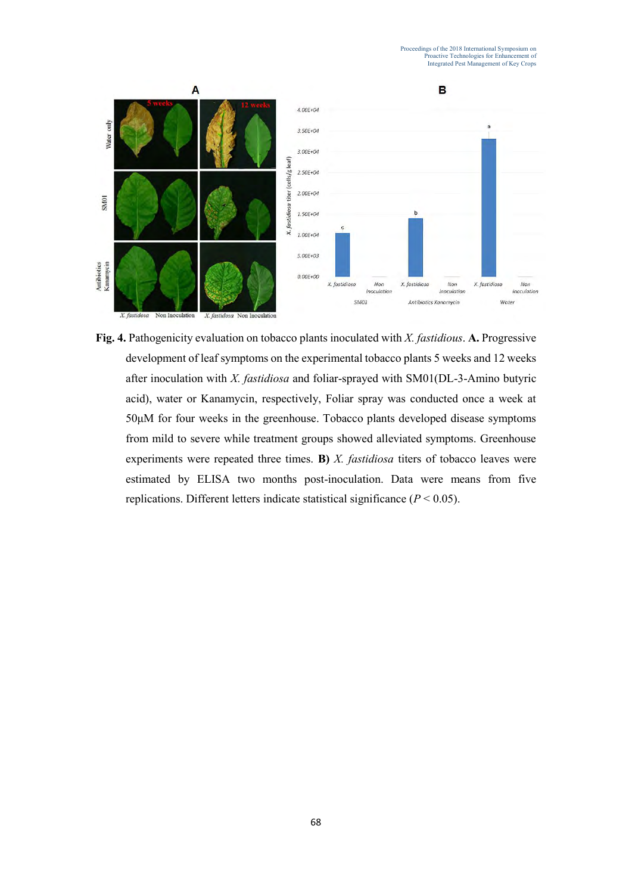A

5 weeks

12 weeks

Water only

SM01

Antibiotics Kanamycin

X. fastidosa Non Inoculation X. fastidosa Non Inoculation

B

X. fastidiosa titer (cells/g leaf)

4.00E+04

3.50E+04

3.00E+04

2.50E+04

2.00E+04

1.50E+04

1.00E+04

5.00E+03

0.00E+00

c

b

a

X. fastidiosa Non Inoculation X. fastidiosa Non Inoculation X. fastidiosa Non Inoculation

SM01 Antibiotics Kanamycin Water

**Fig. 4.** Pathogenicity evaluation on tobacco plants inoculated with *X. fastidious*. **A.** Progressive development of leaf symptoms on the experimental tobacco plants 5 weeks and 12 weeks after inoculation with *X. fastidiosa* and foliar-sprayed with SM01(DL-3-Amino butyric acid), water or Kanamycin, respectively, Foliar spray was conducted once a week at 50µM for four weeks in the greenhouse. Tobacco plants developed disease symptoms from mild to severe while treatment groups showed alleviated symptoms. Greenhouse experiments were repeated three times. **B)** *X. fastidiosa* titers of tobacco leaves were estimated by ELISA two months post-inoculation. Data were means from five replications. Different letters indicate statistical significance ($P < 0.05$).